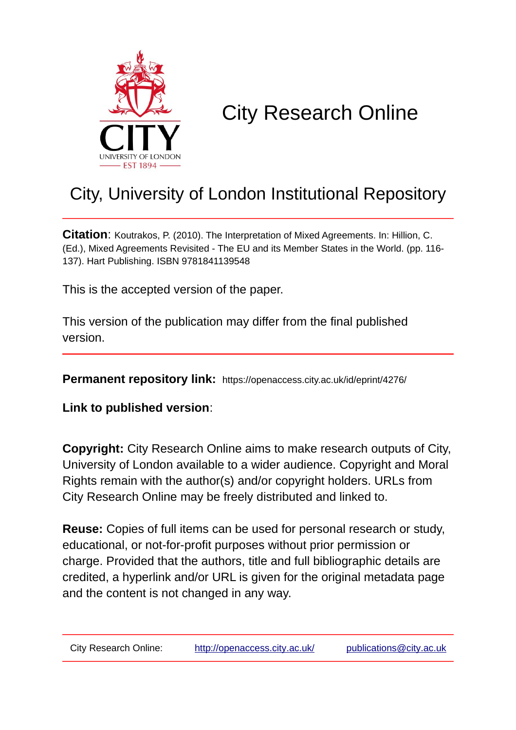# City Research Online

## City, University of London Institutional Repository

**Citation**: Koutrakos, P. (2010). The Interpretation of Mixed Agreements. In: Hillion, C. (Ed.), Mixed Agreements Revisited - The EU and its Member States in the World. (pp. 116-137). Hart Publishing. ISBN 9781841139548

This is the accepted version of the paper.

This version of the publication may differ from the final published version.

**Permanent repository link:** https://openaccess.city.ac.uk/id/eprint/4276/

**Link to published version**:

**Copyright:** City Research Online aims to make research outputs of City, University of London available to a wider audience. Copyright and Moral Rights remain with the author(s) and/or copyright holders. URLs from City Research Online may be freely distributed and linked to.

**Reuse:** Copies of full items can be used for personal research or study, educational, or not-for-profit purposes without prior permission or charge. Provided that the authors, title and full bibliographic details are credited, a hyperlink and/or URL is given for the original metadata page and the content is not changed in any way.

City Research Online: http://openaccess.city.ac.uk/ publications@city.ac.uk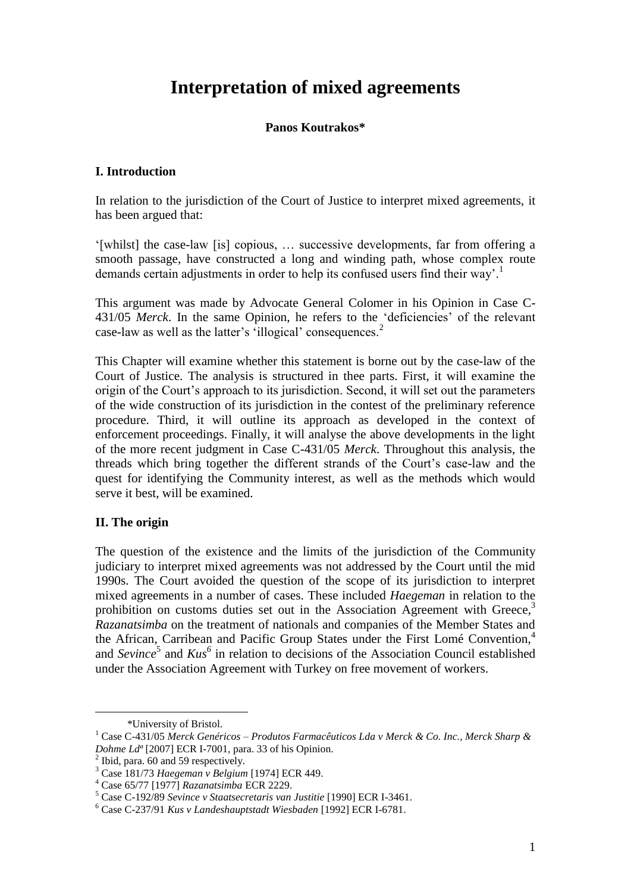# Interpretation of mixed agreements

**Panos Koutrakos***

## I. Introduction

In relation to the jurisdiction of the Court of Justice to interpret mixed agreements, it has been argued that:

'[whilst] the case-law [is] copious, … successive developments, far from offering a smooth passage, have constructed a long and winding path, whose complex route demands certain adjustments in order to help its confused users find their way'.[1]

This argument was made by Advocate General Colomer in his Opinion in Case C-431/05 *Merck*. In the same Opinion, he refers to the 'deficiencies' of the relevant case-law as well as the latter's 'illogical' consequences.[2]

This Chapter will examine whether this statement is borne out by the case-law of the Court of Justice. The analysis is structured in thee parts. First, it will examine the origin of the Court's approach to its jurisdiction. Second, it will set out the parameters of the wide construction of its jurisdiction in the contest of the preliminary reference procedure. Third, it will outline its approach as developed in the context of enforcement proceedings. Finally, it will analyse the above developments in the light of the more recent judgment in Case C-431/05 *Merck*. Throughout this analysis, the threads which bring together the different strands of the Court's case-law and the quest for identifying the Community interest, as well as the methods which would serve it best, will be examined.

## II. The origin

The question of the existence and the limits of the jurisdiction of the Community judiciary to interpret mixed agreements was not addressed by the Court until the mid 1990s. The Court avoided the question of the scope of its jurisdiction to interpret mixed agreements in a number of cases. These included *Haegeman* in relation to the prohibition on customs duties set out in the Association Agreement with Greece,[3] *Razanatsimba* on the treatment of nationals and companies of the Member States and the African, Carribean and Pacific Group States under the First Lomé Convention,[4] and *Sevince*[5] and *Kus*[6] in relation to decisions of the Association Council established under the Association Agreement with Turkey on free movement of workers.

---

*University of Bristol.

[1] Case C-431/05 *Merck Genéricos – Produtos Farmacêuticos Lda v Merck & Co. Inc., Merck Sharp & Dohme Ldª* [2007] ECR I-7001, para. 33 of his Opinion.

[2] Ibid, para. 60 and 59 respectively.

[3] Case 181/73 *Haegeman v Belgium* [1974] ECR 449.

[4] Case 65/77 [1977] *Razanatsimba* ECR 2229.

[5] Case C-192/89 *Sevince v Staatsecretaris van Justitie* [1990] ECR I-3461.

[6] Case C-237/91 *Kus v Landeshauptstadt Wiesbaden* [1992] ECR I-6781.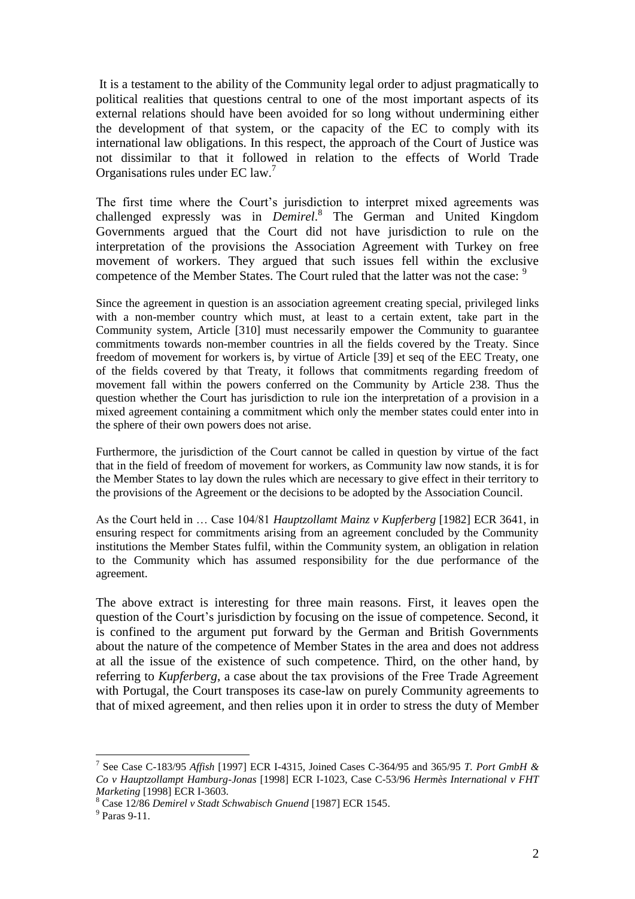It is a testament to the ability of the Community legal order to adjust pragmatically to political realities that questions central to one of the most important aspects of its external relations should have been avoided for so long without undermining either the development of that system, or the capacity of the EC to comply with its international law obligations. In this respect, the approach of the Court of Justice was not dissimilar to that it followed in relation to the effects of World Trade Organisations rules under EC law.[7]

The first time where the Court's jurisdiction to interpret mixed agreements was challenged expressly was in *Demirel*.[8] The German and United Kingdom Governments argued that the Court did not have jurisdiction to rule on the interpretation of the provisions the Association Agreement with Turkey on free movement of workers. They argued that such issues fell within the exclusive competence of the Member States. The Court ruled that the latter was not the case: [9]

> Since the agreement in question is an association agreement creating special, privileged links with a non-member country which must, at least to a certain extent, take part in the Community system, Article [310] must necessarily empower the Community to guarantee commitments towards non-member countries in all the fields covered by the Treaty. Since freedom of movement for workers is, by virtue of Article [39] et seq of the EEC Treaty, one of the fields covered by that Treaty, it follows that commitments regarding freedom of movement fall within the powers conferred on the Community by Article 238. Thus the question whether the Court has jurisdiction to rule ion the interpretation of a provision in a mixed agreement containing a commitment which only the member states could enter into in the sphere of their own powers does not arise.
>
> Furthermore, the jurisdiction of the Court cannot be called in question by virtue of the fact that in the field of freedom of movement for workers, as Community law now stands, it is for the Member States to lay down the rules which are necessary to give effect in their territory to the provisions of the Agreement or the decisions to be adopted by the Association Council.
>
> As the Court held in … Case 104/81 *Hauptzollamt Mainz v Kupferberg* [1982] ECR 3641, in ensuring respect for commitments arising from an agreement concluded by the Community institutions the Member States fulfil, within the Community system, an obligation in relation to the Community which has assumed responsibility for the due performance of the agreement.

The above extract is interesting for three main reasons. First, it leaves open the question of the Court's jurisdiction by focusing on the issue of competence. Second, it is confined to the argument put forward by the German and British Governments about the nature of the competence of Member States in the area and does not address at all the issue of the existence of such competence. Third, on the other hand, by referring to *Kupferberg*, a case about the tax provisions of the Free Trade Agreement with Portugal, the Court transposes its case-law on purely Community agreements to that of mixed agreement, and then relies upon it in order to stress the duty of Member

---

[7] See Case C-183/95 *Affish* [1997] ECR I-4315, Joined Cases C-364/95 and 365/95 *T. Port GmbH & Co v Hauptzollampt Hamburg-Jonas* [1998] ECR I-1023, Case C-53/96 *Hermès International v FHT Marketing* [1998] ECR I-3603.

[8] Case 12/86 *Demirel v Stadt Schwabisch Gnuend* [1987] ECR 1545.

[9] Paras 9-11.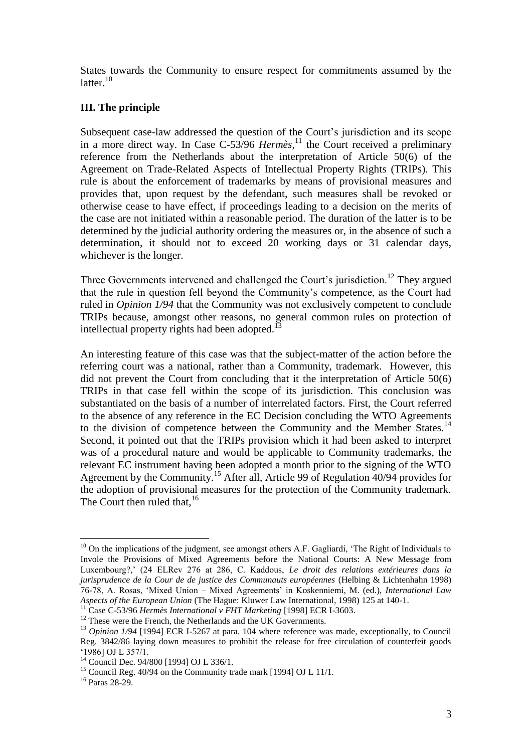States towards the Community to ensure respect for commitments assumed by the latter.[10]

**III. The principle**

Subsequent case-law addressed the question of the Court's jurisdiction and its scope in a more direct way. In Case C-53/96 *Hermès*,[11] the Court received a preliminary reference from the Netherlands about the interpretation of Article 50(6) of the Agreement on Trade-Related Aspects of Intellectual Property Rights (TRIPs). This rule is about the enforcement of trademarks by means of provisional measures and provides that, upon request by the defendant, such measures shall be revoked or otherwise cease to have effect, if proceedings leading to a decision on the merits of the case are not initiated within a reasonable period. The duration of the latter is to be determined by the judicial authority ordering the measures or, in the absence of such a determination, it should not to exceed 20 working days or 31 calendar days, whichever is the longer.

Three Governments intervened and challenged the Court's jurisdiction.[12] They argued that the rule in question fell beyond the Community's competence, as the Court had ruled in *Opinion 1/94* that the Community was not exclusively competent to conclude TRIPs because, amongst other reasons, no general common rules on protection of intellectual property rights had been adopted.[13]

An interesting feature of this case was that the subject-matter of the action before the referring court was a national, rather than a Community, trademark. However, this did not prevent the Court from concluding that it the interpretation of Article 50(6) TRIPs in that case fell within the scope of its jurisdiction. This conclusion was substantiated on the basis of a number of interrelated factors. First, the Court referred to the absence of any reference in the EC Decision concluding the WTO Agreements to the division of competence between the Community and the Member States.[14] Second, it pointed out that the TRIPs provision which it had been asked to interpret was of a procedural nature and would be applicable to Community trademarks, the relevant EC instrument having been adopted a month prior to the signing of the WTO Agreement by the Community.[15] After all, Article 99 of Regulation 40/94 provides for the adoption of provisional measures for the protection of the Community trademark. The Court then ruled that,[16]

---

[10] On the implications of the judgment, see amongst others A.F. Gagliardi, 'The Right of Individuals to Involе the Provisions of Mixed Agreements before the National Courts: A New Message from Luxembourg?,' (24 ELRev 276 at 286, C. Kaddous, *Le droit des relations extérieures dans la jurisprudence de la Cour de de justice des Communauts européennes* (Helbing & Lichtenhahn 1998) 76-78, A. Rosas, 'Mixed Union – Mixed Agreements' in Koskenniemi, M. (ed.), *International Law Aspects of the European Union* (The Hague: Kluwer Law International, 1998) 125 at 140-1.

[11] Case C-53/96 *Hermès International v FHT Marketing* [1998] ECR I-3603.

[12] These were the French, the Netherlands and the UK Governments.

[13] *Opinion 1/94* [1994] ECR I-5267 at para. 104 where reference was made, exceptionally, to Council Reg. 3842/86 laying down measures to prohibit the release for free circulation of counterfeit goods '1986] OJ L 357/1.

[14] Council Dec. 94/800 [1994] OJ L 336/1.

[15] Council Reg. 40/94 on the Community trade mark [1994] OJ L 11/1.

[16] Paras 28-29.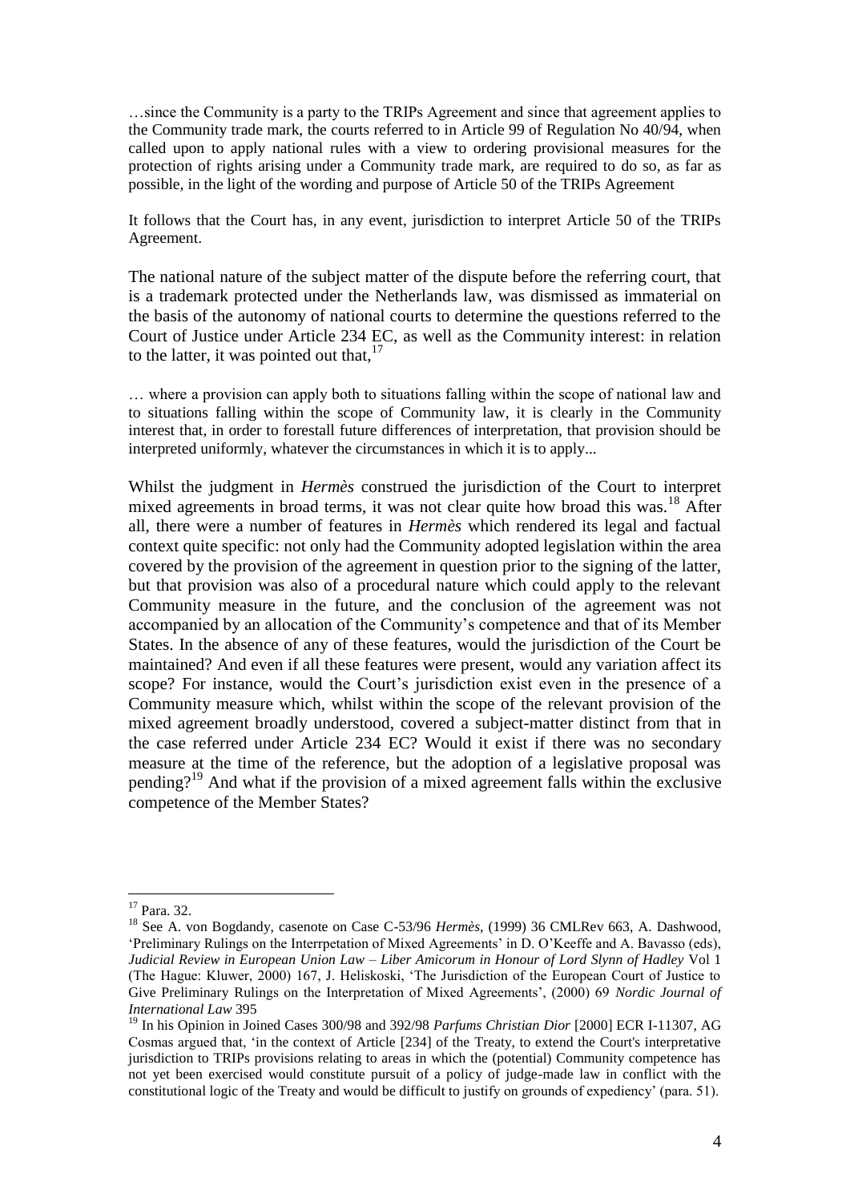…since the Community is a party to the TRIPs Agreement and since that agreement applies to the Community trade mark, the courts referred to in Article 99 of Regulation No 40/94, when called upon to apply national rules with a view to ordering provisional measures for the protection of rights arising under a Community trade mark, are required to do so, as far as possible, in the light of the wording and purpose of Article 50 of the TRIPs Agreement

It follows that the Court has, in any event, jurisdiction to interpret Article 50 of the TRIPs Agreement.

The national nature of the subject matter of the dispute before the referring court, that is a trademark protected under the Netherlands law, was dismissed as immaterial on the basis of the autonomy of national courts to determine the questions referred to the Court of Justice under Article 234 EC, as well as the Community interest: in relation to the latter, it was pointed out that,[17]

… where a provision can apply both to situations falling within the scope of national law and to situations falling within the scope of Community law, it is clearly in the Community interest that, in order to forestall future differences of interpretation, that provision should be interpreted uniformly, whatever the circumstances in which it is to apply...

Whilst the judgment in *Hermès* construed the jurisdiction of the Court to interpret mixed agreements in broad terms, it was not clear quite how broad this was.[18] After all, there were a number of features in *Hermès* which rendered its legal and factual context quite specific: not only had the Community adopted legislation within the area covered by the provision of the agreement in question prior to the signing of the latter, but that provision was also of a procedural nature which could apply to the relevant Community measure in the future, and the conclusion of the agreement was not accompanied by an allocation of the Community's competence and that of its Member States. In the absence of any of these features, would the jurisdiction of the Court be maintained? And even if all these features were present, would any variation affect its scope? For instance, would the Court's jurisdiction exist even in the presence of a Community measure which, whilst within the scope of the relevant provision of the mixed agreement broadly understood, covered a subject-matter distinct from that in the case referred under Article 234 EC? Would it exist if there was no secondary measure at the time of the reference, but the adoption of a legislative proposal was pending?[19] And what if the provision of a mixed agreement falls within the exclusive competence of the Member States?

---

[17] Para. 32.

[18] See A. von Bogdandy, casenote on Case C-53/96 *Hermès*, (1999) 36 CMLRev 663, A. Dashwood, 'Preliminary Rulings on the Interrpetation of Mixed Agreements' in D. O'Keeffe and A. Bavasso (eds), *Judicial Review in European Union Law – Liber Amicorum in Honour of Lord Slynn of Hadley* Vol 1 (The Hague: Kluwer, 2000) 167, J. Heliskoski, 'The Jurisdiction of the European Court of Justice to Give Preliminary Rulings on the Interpretation of Mixed Agreements', (2000) 69 *Nordic Journal of International Law* 395

[19] In his Opinion in Joined Cases 300/98 and 392/98 *Parfums Christian Dior* [2000] ECR I-11307, AG Cosmas argued that, 'in the context of Article [234] of the Treaty, to extend the Court's interpretative jurisdiction to TRIPs provisions relating to areas in which the (potential) Community competence has not yet been exercised would constitute pursuit of a policy of judge-made law in conflict with the constitutional logic of the Treaty and would be difficult to justify on grounds of expediency' (para. 51).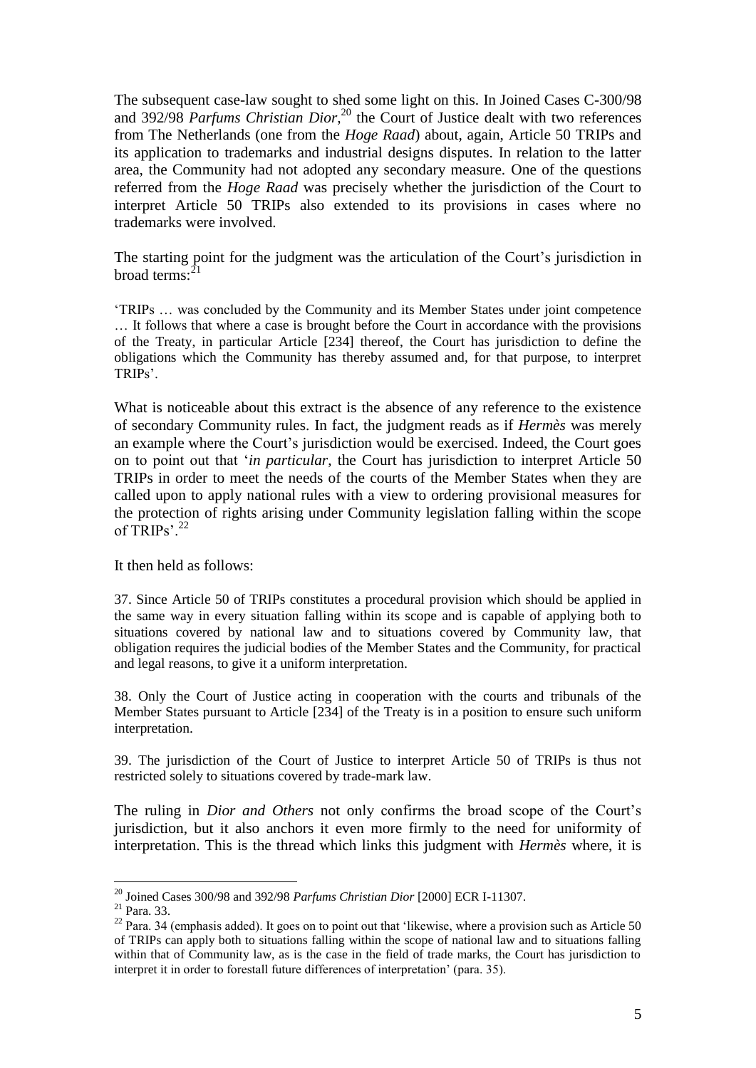The subsequent case-law sought to shed some light on this. In Joined Cases C-300/98 and 392/98 *Parfums Christian Dior*,[20] the Court of Justice dealt with two references from The Netherlands (one from the *Hoge Raad*) about, again, Article 50 TRIPs and its application to trademarks and industrial designs disputes. In relation to the latter area, the Community had not adopted any secondary measure. One of the questions referred from the *Hoge Raad* was precisely whether the jurisdiction of the Court to interpret Article 50 TRIPs also extended to its provisions in cases where no trademarks were involved.

The starting point for the judgment was the articulation of the Court's jurisdiction in broad terms:[21]

> 'TRIPs … was concluded by the Community and its Member States under joint competence … It follows that where a case is brought before the Court in accordance with the provisions of the Treaty, in particular Article [234] thereof, the Court has jurisdiction to define the obligations which the Community has thereby assumed and, for that purpose, to interpret TRIPs'.

What is noticeable about this extract is the absence of any reference to the existence of secondary Community rules. In fact, the judgment reads as if *Hermès* was merely an example where the Court's jurisdiction would be exercised. Indeed, the Court goes on to point out that '*in particular*, the Court has jurisdiction to interpret Article 50 TRIPs in order to meet the needs of the courts of the Member States when they are called upon to apply national rules with a view to ordering provisional measures for the protection of rights arising under Community legislation falling within the scope of TRIPs'.[22]

It then held as follows:

> 37. Since Article 50 of TRIPs constitutes a procedural provision which should be applied in the same way in every situation falling within its scope and is capable of applying both to situations covered by national law and to situations covered by Community law, that obligation requires the judicial bodies of the Member States and the Community, for practical and legal reasons, to give it a uniform interpretation.
>
> 38. Only the Court of Justice acting in cooperation with the courts and tribunals of the Member States pursuant to Article [234] of the Treaty is in a position to ensure such uniform interpretation.
>
> 39. The jurisdiction of the Court of Justice to interpret Article 50 of TRIPs is thus not restricted solely to situations covered by trade-mark law.

The ruling in *Dior and Others* not only confirms the broad scope of the Court's jurisdiction, but it also anchors it even more firmly to the need for uniformity of interpretation. This is the thread which links this judgment with *Hermès* where, it is

---

[20] Joined Cases 300/98 and 392/98 *Parfums Christian Dior* [2000] ECR I-11307.

[21] Para. 33.

[22] Para. 34 (emphasis added). It goes on to point out that 'likewise, where a provision such as Article 50 of TRIPs can apply both to situations falling within the scope of national law and to situations falling within that of Community law, as is the case in the field of trade marks, the Court has jurisdiction to interpret it in order to forestall future differences of interpretation' (para. 35).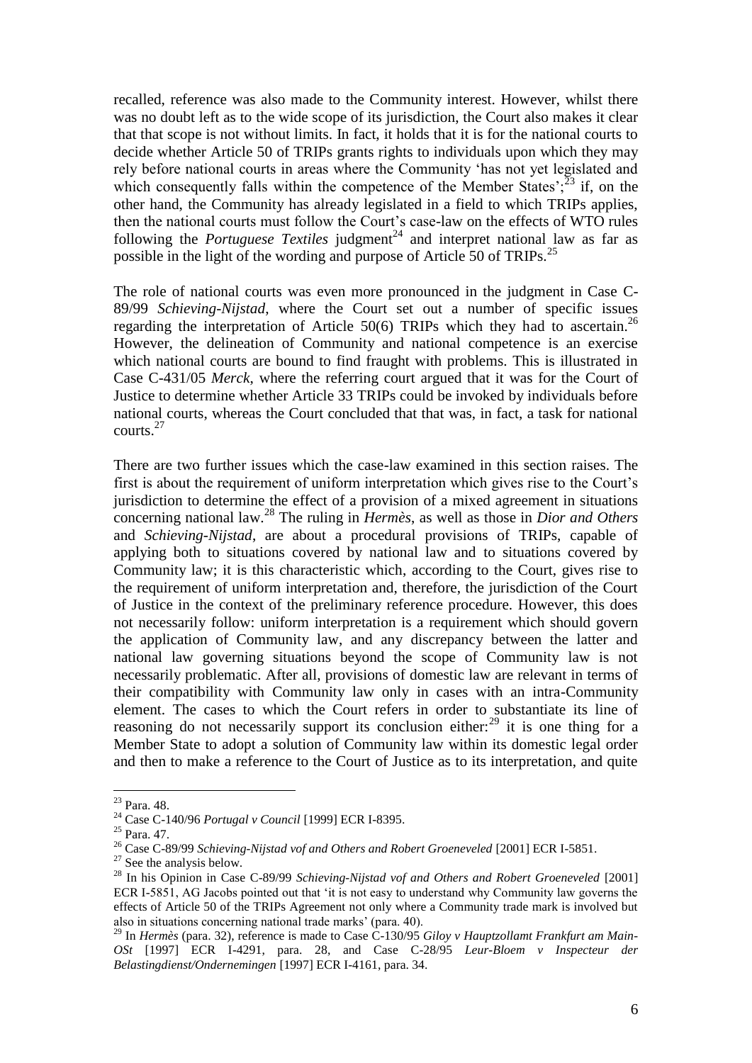recalled, reference was also made to the Community interest. However, whilst there was no doubt left as to the wide scope of its jurisdiction, the Court also makes it clear that that scope is not without limits. In fact, it holds that it is for the national courts to decide whether Article 50 of TRIPs grants rights to individuals upon which they may rely before national courts in areas where the Community 'has not yet legislated and which consequently falls within the competence of the Member States';[23] if, on the other hand, the Community has already legislated in a field to which TRIPs applies, then the national courts must follow the Court's case-law on the effects of WTO rules following the *Portuguese Textiles* judgment[24] and interpret national law as far as possible in the light of the wording and purpose of Article 50 of TRIPs.[25]

The role of national courts was even more pronounced in the judgment in Case C-89/99 *Schieving-Nijstad*, where the Court set out a number of specific issues regarding the interpretation of Article 50(6) TRIPs which they had to ascertain.[26] However, the delineation of Community and national competence is an exercise which national courts are bound to find fraught with problems. This is illustrated in Case C-431/05 *Merck*, where the referring court argued that it was for the Court of Justice to determine whether Article 33 TRIPs could be invoked by individuals before national courts, whereas the Court concluded that that was, in fact, a task for national courts.[27]

There are two further issues which the case-law examined in this section raises. The first is about the requirement of uniform interpretation which gives rise to the Court's jurisdiction to determine the effect of a provision of a mixed agreement in situations concerning national law.[28] The ruling in *Hermès*, as well as those in *Dior and Others* and *Schieving-Nijstad*, are about a procedural provisions of TRIPs, capable of applying both to situations covered by national law and to situations covered by Community law; it is this characteristic which, according to the Court, gives rise to the requirement of uniform interpretation and, therefore, the jurisdiction of the Court of Justice in the context of the preliminary reference procedure. However, this does not necessarily follow: uniform interpretation is a requirement which should govern the application of Community law, and any discrepancy between the latter and national law governing situations beyond the scope of Community law is not necessarily problematic. After all, provisions of domestic law are relevant in terms of their compatibility with Community law only in cases with an intra-Community element. The cases to which the Court refers in order to substantiate its line of reasoning do not necessarily support its conclusion either:[29] it is one thing for a Member State to adopt a solution of Community law within its domestic legal order and then to make a reference to the Court of Justice as to its interpretation, and quite

---

[23] Para. 48.

[24] Case C-140/96 *Portugal v Council* [1999] ECR I-8395.

[25] Para. 47.

[26] Case C-89/99 *Schieving-Nijstad vof and Others and Robert Groeneveld* [2001] ECR I-5851.

[27] See the analysis below.

[28] In his Opinion in Case C-89/99 *Schieving-Nijstad vof and Others and Robert Groeneveld* [2001] ECR I-5851, AG Jacobs pointed out that 'it is not easy to understand why Community law governs the effects of Article 50 of the TRIPs Agreement not only where a Community trade mark is involved but also in situations concerning national trade marks' (para. 40).

[29] In *Hermès* (para. 32), reference is made to Case C-130/95 *Giloy v Hauptzollamt Frankfurt am Main-OSt* [1997] ECR I-4291, para. 28, and Case C-28/95 *Leur-Bloem v Inspecteur der Belastingdienst/Ondernemingen* [1997] ECR I-4161, para. 34.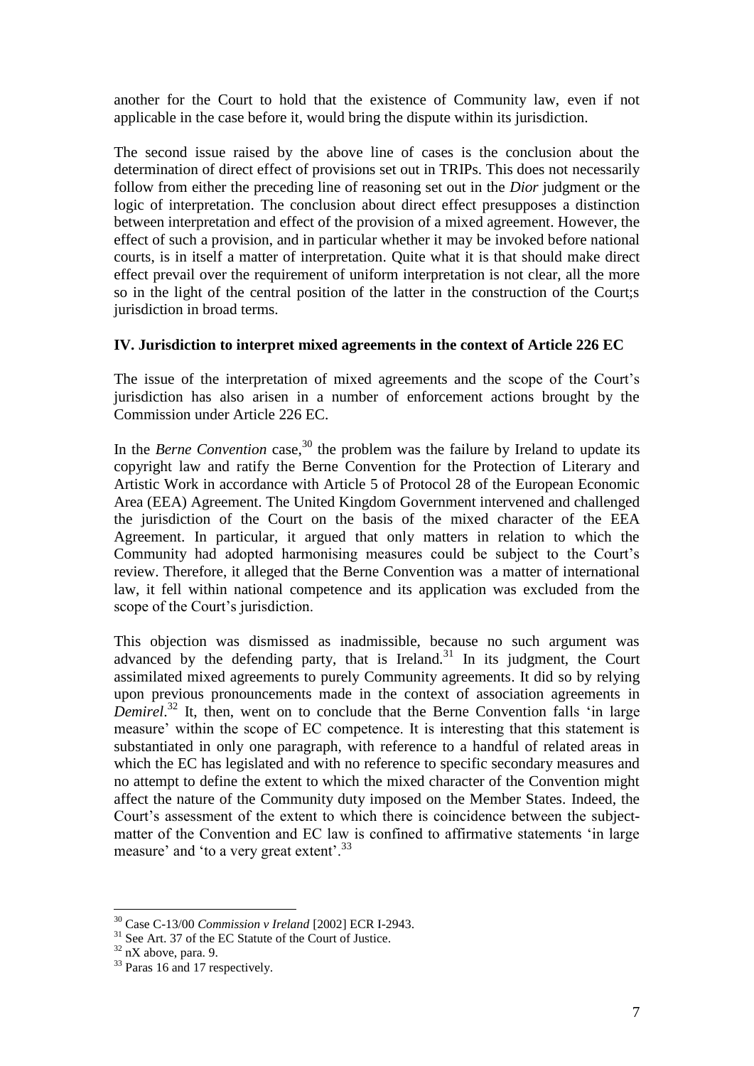another for the Court to hold that the existence of Community law, even if not applicable in the case before it, would bring the dispute within its jurisdiction.

The second issue raised by the above line of cases is the conclusion about the determination of direct effect of provisions set out in TRIPs. This does not necessarily follow from either the preceding line of reasoning set out in the *Dior* judgment or the logic of interpretation. The conclusion about direct effect presupposes a distinction between interpretation and effect of the provision of a mixed agreement. However, the effect of such a provision, and in particular whether it may be invoked before national courts, is in itself a matter of interpretation. Quite what it is that should make direct effect prevail over the requirement of uniform interpretation is not clear, all the more so in the light of the central position of the latter in the construction of the Court;s jurisdiction in broad terms.

**IV. Jurisdiction to interpret mixed agreements in the context of Article 226 EC**

The issue of the interpretation of mixed agreements and the scope of the Court's jurisdiction has also arisen in a number of enforcement actions brought by the Commission under Article 226 EC.

In the *Berne Convention* case,[30] the problem was the failure by Ireland to update its copyright law and ratify the Berne Convention for the Protection of Literary and Artistic Work in accordance with Article 5 of Protocol 28 of the European Economic Area (EEA) Agreement. The United Kingdom Government intervened and challenged the jurisdiction of the Court on the basis of the mixed character of the EEA Agreement. In particular, it argued that only matters in relation to which the Community had adopted harmonising measures could be subject to the Court's review. Therefore, it alleged that the Berne Convention was a matter of international law, it fell within national competence and its application was excluded from the scope of the Court's jurisdiction.

This objection was dismissed as inadmissible, because no such argument was advanced by the defending party, that is Ireland.[31] In its judgment, the Court assimilated mixed agreements to purely Community agreements. It did so by relying upon previous pronouncements made in the context of association agreements in *Demirel*.[32] It, then, went on to conclude that the Berne Convention falls 'in large measure' within the scope of EC competence. It is interesting that this statement is substantiated in only one paragraph, with reference to a handful of related areas in which the EC has legislated and with no reference to specific secondary measures and no attempt to define the extent to which the mixed character of the Convention might affect the nature of the Community duty imposed on the Member States. Indeed, the Court's assessment of the extent to which there is coincidence between the subject-matter of the Convention and EC law is confined to affirmative statements 'in large measure' and 'to a very great extent'.[33]

---

[30] Case C-13/00 *Commission v Ireland* [2002] ECR I-2943.

[31] See Art. 37 of the EC Statute of the Court of Justice.

[32] nX above, para. 9.

[33] Paras 16 and 17 respectively.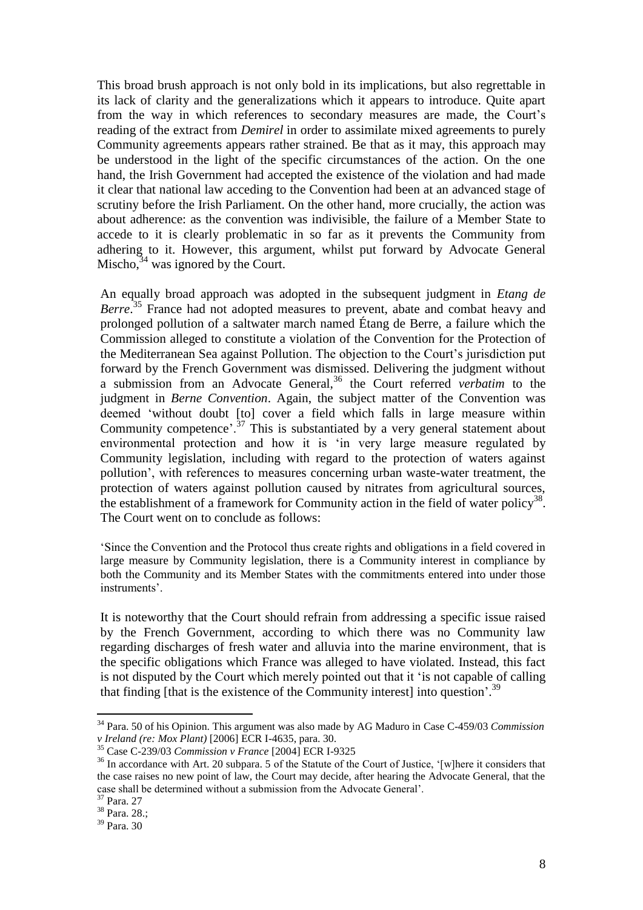This broad brush approach is not only bold in its implications, but also regrettable in its lack of clarity and the generalizations which it appears to introduce. Quite apart from the way in which references to secondary measures are made, the Court's reading of the extract from *Demirel* in order to assimilate mixed agreements to purely Community agreements appears rather strained. Be that as it may, this approach may be understood in the light of the specific circumstances of the action. On the one hand, the Irish Government had accepted the existence of the violation and had made it clear that national law acceding to the Convention had been at an advanced stage of scrutiny before the Irish Parliament. On the other hand, more crucially, the action was about adherence: as the convention was indivisible, the failure of a Member State to accede to it is clearly problematic in so far as it prevents the Community from adhering to it. However, this argument, whilst put forward by Advocate General Mischo,[34] was ignored by the Court.

An equally broad approach was adopted in the subsequent judgment in *Etang de Berre*.[35] France had not adopted measures to prevent, abate and combat heavy and prolonged pollution of a saltwater march named Étang de Berre, a failure which the Commission alleged to constitute a violation of the Convention for the Protection of the Mediterranean Sea against Pollution. The objection to the Court's jurisdiction put forward by the French Government was dismissed. Delivering the judgment without a submission from an Advocate General,[36] the Court referred *verbatim* to the judgment in *Berne Convention*. Again, the subject matter of the Convention was deemed 'without doubt [to] cover a field which falls in large measure within Community competence'.[37] This is substantiated by a very general statement about environmental protection and how it is 'in very large measure regulated by Community legislation, including with regard to the protection of waters against pollution', with references to measures concerning urban waste-water treatment, the protection of waters against pollution caused by nitrates from agricultural sources, the establishment of a framework for Community action in the field of water policy[38]. The Court went on to conclude as follows:

> 'Since the Convention and the Protocol thus create rights and obligations in a field covered in large measure by Community legislation, there is a Community interest in compliance by both the Community and its Member States with the commitments entered into under those instruments'.

It is noteworthy that the Court should refrain from addressing a specific issue raised by the French Government, according to which there was no Community law regarding discharges of fresh water and alluvia into the marine environment, that is the specific obligations which France was alleged to have violated. Instead, this fact is not disputed by the Court which merely pointed out that it 'is not capable of calling that finding [that is the existence of the Community interest] into question'.[39]

---

[34] Para. 50 of his Opinion. This argument was also made by AG Maduro in Case C-459/03 *Commission v Ireland (re: Mox Plant)* [2006] ECR I-4635, para. 30.

[35] Case C-239/03 *Commission v France* [2004] ECR I-9325

[36] In accordance with Art. 20 subpara. 5 of the Statute of the Court of Justice, '[w]here it considers that the case raises no new point of law, the Court may decide, after hearing the Advocate General, that the case shall be determined without a submission from the Advocate General'.

[37] Para. 27

[38] Para. 28.;

[39] Para. 30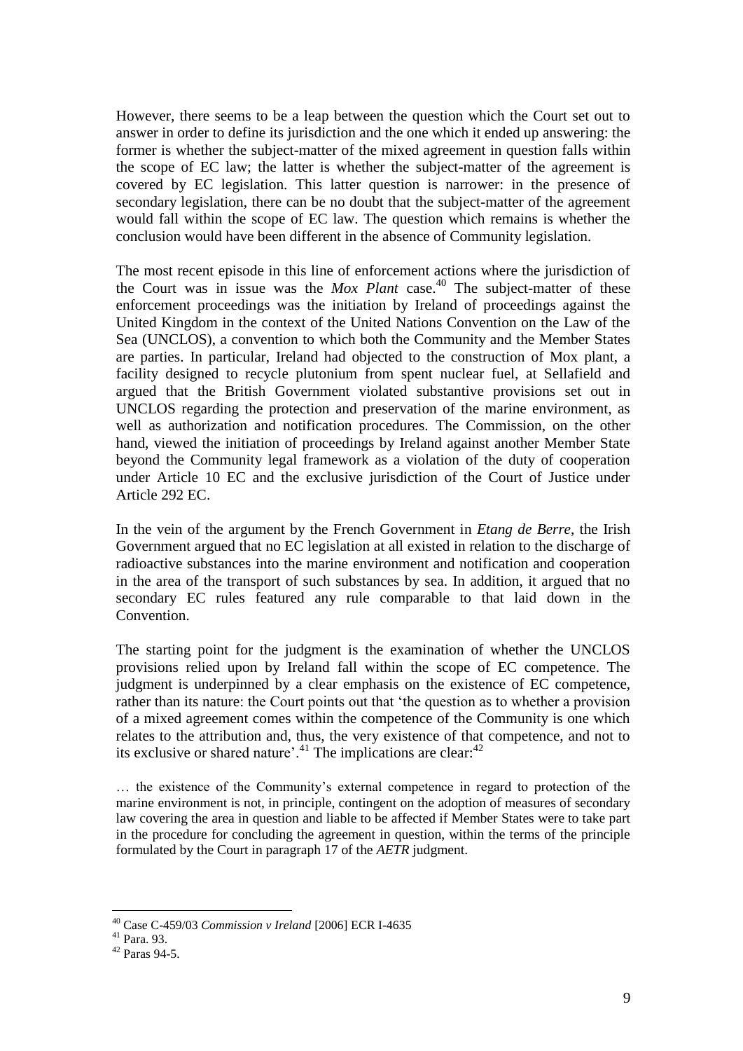However, there seems to be a leap between the question which the Court set out to answer in order to define its jurisdiction and the one which it ended up answering: the former is whether the subject-matter of the mixed agreement in question falls within the scope of EC law; the latter is whether the subject-matter of the agreement is covered by EC legislation. This latter question is narrower: in the presence of secondary legislation, there can be no doubt that the subject-matter of the agreement would fall within the scope of EC law. The question which remains is whether the conclusion would have been different in the absence of Community legislation.

The most recent episode in this line of enforcement actions where the jurisdiction of the Court was in issue was the *Mox Plant* case.[40] The subject-matter of these enforcement proceedings was the initiation by Ireland of proceedings against the United Kingdom in the context of the United Nations Convention on the Law of the Sea (UNCLOS), a convention to which both the Community and the Member States are parties. In particular, Ireland had objected to the construction of Mox plant, a facility designed to recycle plutonium from spent nuclear fuel, at Sellafield and argued that the British Government violated substantive provisions set out in UNCLOS regarding the protection and preservation of the marine environment, as well as authorization and notification procedures. The Commission, on the other hand, viewed the initiation of proceedings by Ireland against another Member State beyond the Community legal framework as a violation of the duty of cooperation under Article 10 EC and the exclusive jurisdiction of the Court of Justice under Article 292 EC.

In the vein of the argument by the French Government in *Etang de Berre*, the Irish Government argued that no EC legislation at all existed in relation to the discharge of radioactive substances into the marine environment and notification and cooperation in the area of the transport of such substances by sea. In addition, it argued that no secondary EC rules featured any rule comparable to that laid down in the Convention.

The starting point for the judgment is the examination of whether the UNCLOS provisions relied upon by Ireland fall within the scope of EC competence. The judgment is underpinned by a clear emphasis on the existence of EC competence, rather than its nature: the Court points out that 'the question as to whether a provision of a mixed agreement comes within the competence of the Community is one which relates to the attribution and, thus, the very existence of that competence, and not to its exclusive or shared nature'.[41] The implications are clear:[42]

> … the existence of the Community's external competence in regard to protection of the marine environment is not, in principle, contingent on the adoption of measures of secondary law covering the area in question and liable to be affected if Member States were to take part in the procedure for concluding the agreement in question, within the terms of the principle formulated by the Court in paragraph 17 of the *AETR* judgment.

---

[40] Case C-459/03 *Commission v Ireland* [2006] ECR I-4635

[41] Para. 93.

[42] Paras 94-5.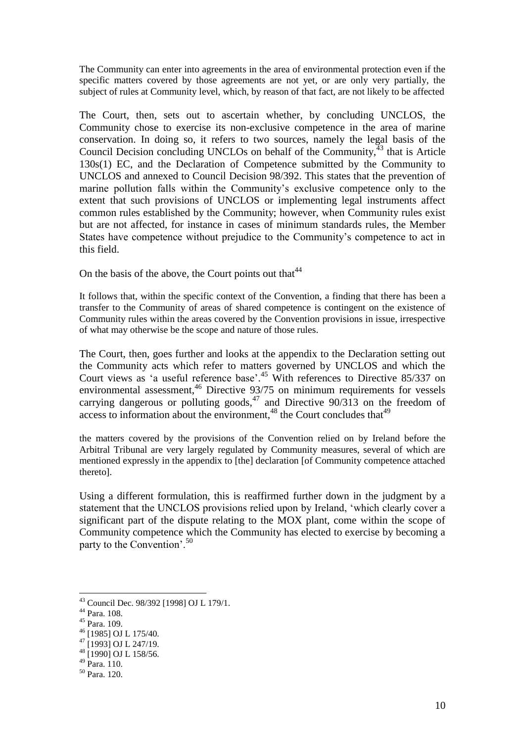> The Community can enter into agreements in the area of environmental protection even if the specific matters covered by those agreements are not yet, or are only very partially, the subject of rules at Community level, which, by reason of that fact, are not likely to be affected

The Court, then, sets out to ascertain whether, by concluding UNCLOS, the Community chose to exercise its non-exclusive competence in the area of marine conservation. In doing so, it refers to two sources, namely the legal basis of the Council Decision concluding UNCLOs on behalf of the Community,[43] that is Article 130s(1) EC, and the Declaration of Competence submitted by the Community to UNCLOS and annexed to Council Decision 98/392. This states that the prevention of marine pollution falls within the Community's exclusive competence only to the extent that such provisions of UNCLOS or implementing legal instruments affect common rules established by the Community; however, when Community rules exist but are not affected, for instance in cases of minimum standards rules, the Member States have competence without prejudice to the Community's competence to act in this field.

On the basis of the above, the Court points out that[44]

> It follows that, within the specific context of the Convention, a finding that there has been a transfer to the Community of areas of shared competence is contingent on the existence of Community rules within the areas covered by the Convention provisions in issue, irrespective of what may otherwise be the scope and nature of those rules.

The Court, then, goes further and looks at the appendix to the Declaration setting out the Community acts which refer to matters governed by UNCLOS and which the Court views as 'a useful reference base'.[45] With references to Directive 85/337 on environmental assessment,[46] Directive 93/75 on minimum requirements for vessels carrying dangerous or polluting goods,[47] and Directive 90/313 on the freedom of access to information about the environment,[48] the Court concludes that[49]

> the matters covered by the provisions of the Convention relied on by Ireland before the Arbitral Tribunal are very largely regulated by Community measures, several of which are mentioned expressly in the appendix to [the] declaration [of Community competence attached thereto].

Using a different formulation, this is reaffirmed further down in the judgment by a statement that the UNCLOS provisions relied upon by Ireland, 'which clearly cover a significant part of the dispute relating to the MOX plant, come within the scope of Community competence which the Community has elected to exercise by becoming a party to the Convention'.[50]

---

[43] Council Dec. 98/392 [1998] OJ L 179/1.

[44] Para. 108.

[45] Para. 109.

[46] [1985] OJ L 175/40.

[47] [1993] OJ L 247/19.

[48] [1990] OJ L 158/56.

[49] Para. 110.

[50] Para. 120.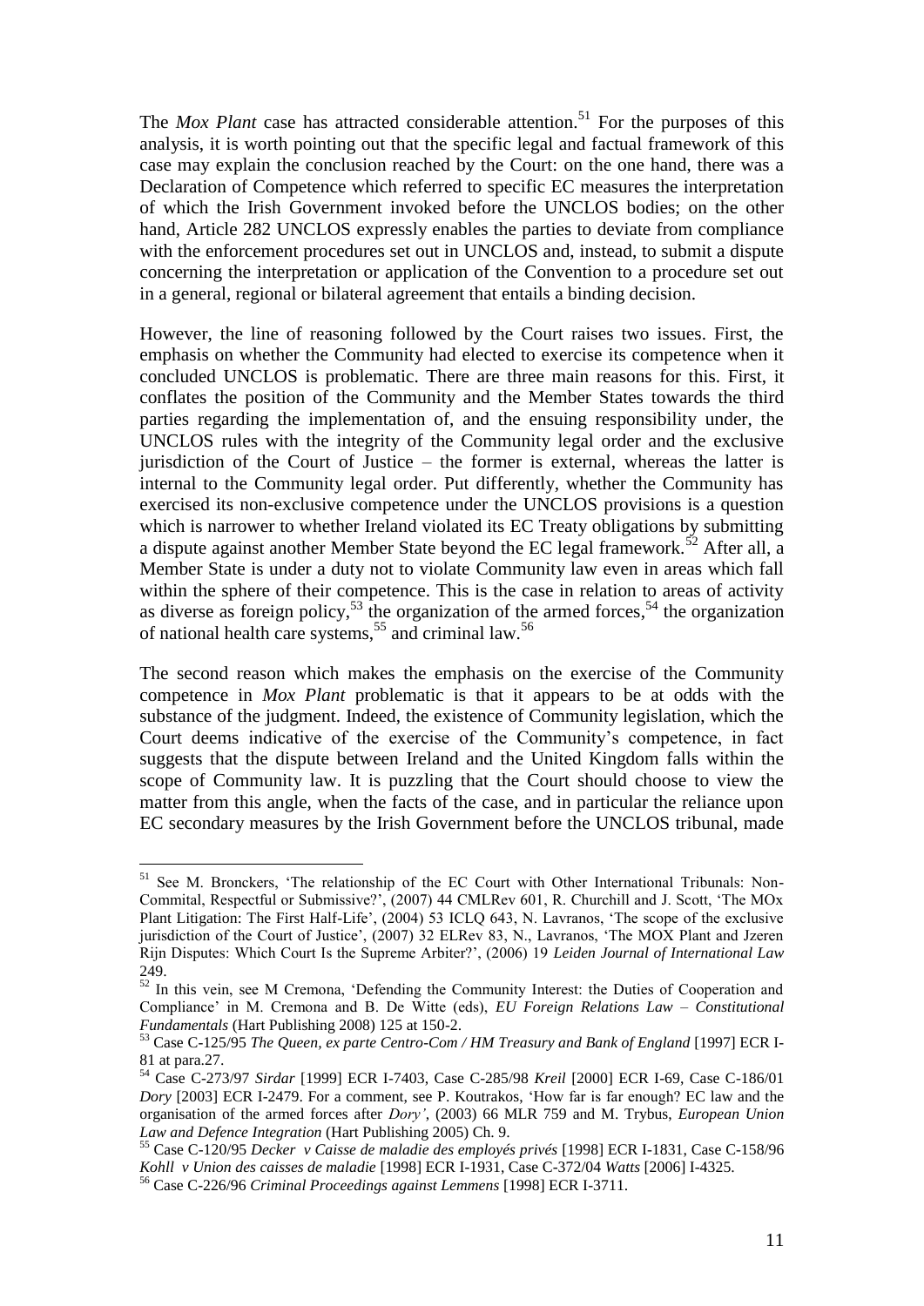The *Mox Plant* case has attracted considerable attention.[51] For the purposes of this analysis, it is worth pointing out that the specific legal and factual framework of this case may explain the conclusion reached by the Court: on the one hand, there was a Declaration of Competence which referred to specific EC measures the interpretation of which the Irish Government invoked before the UNCLOS bodies; on the other hand, Article 282 UNCLOS expressly enables the parties to deviate from compliance with the enforcement procedures set out in UNCLOS and, instead, to submit a dispute concerning the interpretation or application of the Convention to a procedure set out in a general, regional or bilateral agreement that entails a binding decision.

However, the line of reasoning followed by the Court raises two issues. First, the emphasis on whether the Community had elected to exercise its competence when it concluded UNCLOS is problematic. There are three main reasons for this. First, it conflates the position of the Community and the Member States towards the third parties regarding the implementation of, and the ensuing responsibility under, the UNCLOS rules with the integrity of the Community legal order and the exclusive jurisdiction of the Court of Justice – the former is external, whereas the latter is internal to the Community legal order. Put differently, whether the Community has exercised its non-exclusive competence under the UNCLOS provisions is a question which is narrower to whether Ireland violated its EC Treaty obligations by submitting a dispute against another Member State beyond the EC legal framework.[52] After all, a Member State is under a duty not to violate Community law even in areas which fall within the sphere of their competence. This is the case in relation to areas of activity as diverse as foreign policy,[53] the organization of the armed forces,[54] the organization of national health care systems,[55] and criminal law.[56]

The second reason which makes the emphasis on the exercise of the Community competence in *Mox Plant* problematic is that it appears to be at odds with the substance of the judgment. Indeed, the existence of Community legislation, which the Court deems indicative of the exercise of the Community's competence, in fact suggests that the dispute between Ireland and the United Kingdom falls within the scope of Community law. It is puzzling that the Court should choose to view the matter from this angle, when the facts of the case, and in particular the reliance upon EC secondary measures by the Irish Government before the UNCLOS tribunal, made

---

[51] See M. Bronckers, 'The relationship of the EC Court with Other International Tribunals: Non-Commital, Respectful or Submissive?', (2007) 44 CMLRev 601, R. Churchill and J. Scott, 'The MOx Plant Litigation: The First Half-Life', (2004) 53 ICLQ 643, N. Lavranos, 'The scope of the exclusive jurisdiction of the Court of Justice', (2007) 32 ELRev 83, N., Lavranos, 'The MOX Plant and Jzeren Rijn Disputes: Which Court Is the Supreme Arbiter?', (2006) 19 *Leiden Journal of International Law* 249.

[52] In this vein, see M Cremona, 'Defending the Community Interest: the Duties of Cooperation and Compliance' in M. Cremona and B. De Witte (eds), *EU Foreign Relations Law – Constitutional Fundamentals* (Hart Publishing 2008) 125 at 150-2.

[53] Case C-125/95 *The Queen, ex parte Centro-Com / HM Treasury and Bank of England* [1997] ECR I-81 at para.27.

[54] Case C-273/97 *Sirdar* [1999] ECR I-7403, Case C-285/98 *Kreil* [2000] ECR I-69, Case C-186/01 *Dory* [2003] ECR I-2479. For a comment, see P. Koutrakos, 'How far is far enough? EC law and the organisation of the armed forces after *Dory'*, (2003) 66 MLR 759 and M. Trybus, *European Union Law and Defence Integration* (Hart Publishing 2005) Ch. 9.

[55] Case C-120/95 *Decker v Caisse de maladie des employés privés* [1998] ECR I-1831, Case C-158/96 *Kohll v Union des caisses de maladie* [1998] ECR I-1931, Case C-372/04 *Watts* [2006] I-4325.

[56] Case C-226/96 *Criminal Proceedings against Lemmens* [1998] ECR I-3711.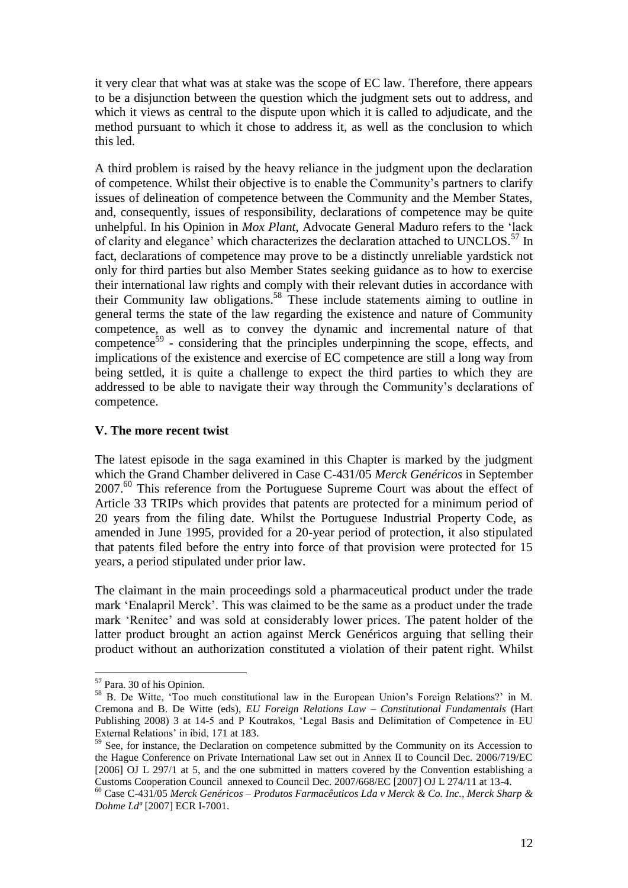it very clear that what was at stake was the scope of EC law. Therefore, there appears to be a disjunction between the question which the judgment sets out to address, and which it views as central to the dispute upon which it is called to adjudicate, and the method pursuant to which it chose to address it, as well as the conclusion to which this led.

A third problem is raised by the heavy reliance in the judgment upon the declaration of competence. Whilst their objective is to enable the Community's partners to clarify issues of delineation of competence between the Community and the Member States, and, consequently, issues of responsibility, declarations of competence may be quite unhelpful. In his Opinion in *Mox Plant*, Advocate General Maduro refers to the 'lack of clarity and elegance' which characterizes the declaration attached to UNCLOS.[57] In fact, declarations of competence may prove to be a distinctly unreliable yardstick not only for third parties but also Member States seeking guidance as to how to exercise their international law rights and comply with their relevant duties in accordance with their Community law obligations.[58] These include statements aiming to outline in general terms the state of the law regarding the existence and nature of Community competence, as well as to convey the dynamic and incremental nature of that competence[59] - considering that the principles underpinning the scope, effects, and implications of the existence and exercise of EC competence are still a long way from being settled, it is quite a challenge to expect the third parties to which they are addressed to be able to navigate their way through the Community's declarations of competence.

## V. The more recent twist

The latest episode in the saga examined in this Chapter is marked by the judgment which the Grand Chamber delivered in Case C-431/05 *Merck Genéricos* in September 2007.[60] This reference from the Portuguese Supreme Court was about the effect of Article 33 TRIPs which provides that patents are protected for a minimum period of 20 years from the filing date. Whilst the Portuguese Industrial Property Code, as amended in June 1995, provided for a 20-year period of protection, it also stipulated that patents filed before the entry into force of that provision were protected for 15 years, a period stipulated under prior law.

The claimant in the main proceedings sold a pharmaceutical product under the trade mark 'Enalapril Merck'. This was claimed to be the same as a product under the trade mark 'Renitec' and was sold at considerably lower prices. The patent holder of the latter product brought an action against Merck Genéricos arguing that selling their product without an authorization constituted a violation of their patent right. Whilst

---

[57] Para. 30 of his Opinion.

[58] B. De Witte, 'Too much constitutional law in the European Union's Foreign Relations?' in M. Cremona and B. De Witte (eds), *EU Foreign Relations Law – Constitutional Fundamentals* (Hart Publishing 2008) 3 at 14-5 and P Koutrakos, 'Legal Basis and Delimitation of Competence in EU External Relations' in ibid, 171 at 183.

[59] See, for instance, the Declaration on competence submitted by the Community on its Accession to the Hague Conference on Private International Law set out in Annex II to Council Dec. 2006/719/EC [2006] OJ L 297/1 at 5, and the one submitted in matters covered by the Convention establishing a Customs Cooperation Council annexed to Council Dec. 2007/668/EC [2007] OJ L 274/11 at 13-4.

[60] Case C-431/05 *Merck Genéricos – Produtos Farmacêuticos Lda v Merck & Co. Inc., Merck Sharp & Dohme Ldª* [2007] ECR I-7001.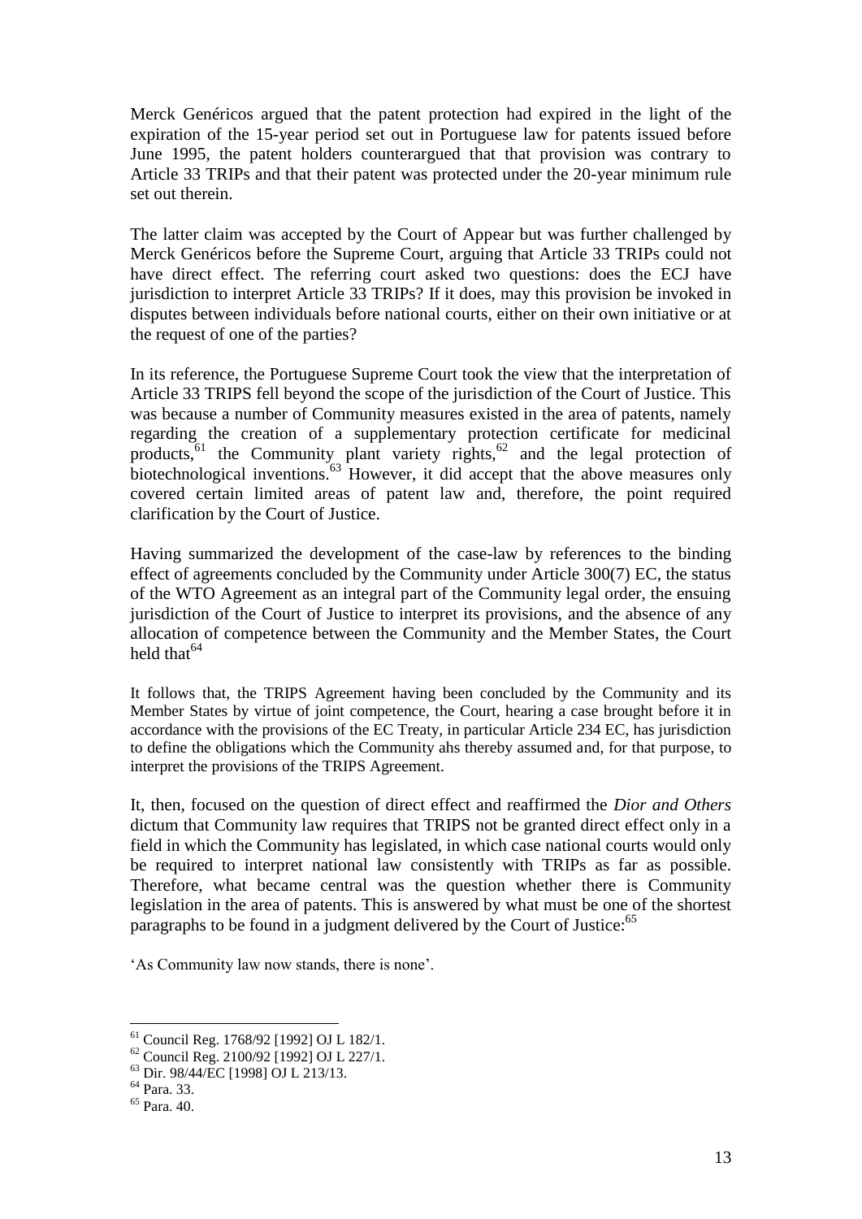Merck Genéricos argued that the patent protection had expired in the light of the expiration of the 15-year period set out in Portuguese law for patents issued before June 1995, the patent holders counterargued that that provision was contrary to Article 33 TRIPs and that their patent was protected under the 20-year minimum rule set out therein.

The latter claim was accepted by the Court of Appear but was further challenged by Merck Genéricos before the Supreme Court, arguing that Article 33 TRIPs could not have direct effect. The referring court asked two questions: does the ECJ have jurisdiction to interpret Article 33 TRIPs? If it does, may this provision be invoked in disputes between individuals before national courts, either on their own initiative or at the request of one of the parties?

In its reference, the Portuguese Supreme Court took the view that the interpretation of Article 33 TRIPS fell beyond the scope of the jurisdiction of the Court of Justice. This was because a number of Community measures existed in the area of patents, namely regarding the creation of a supplementary protection certificate for medicinal products,[61] the Community plant variety rights,[62] and the legal protection of biotechnological inventions.[63] However, it did accept that the above measures only covered certain limited areas of patent law and, therefore, the point required clarification by the Court of Justice.

Having summarized the development of the case-law by references to the binding effect of agreements concluded by the Community under Article 300(7) EC, the status of the WTO Agreement as an integral part of the Community legal order, the ensuing jurisdiction of the Court of Justice to interpret its provisions, and the absence of any allocation of competence between the Community and the Member States, the Court held that[64]

> It follows that, the TRIPS Agreement having been concluded by the Community and its Member States by virtue of joint competence, the Court, hearing a case brought before it in accordance with the provisions of the EC Treaty, in particular Article 234 EC, has jurisdiction to define the obligations which the Community ahs thereby assumed and, for that purpose, to interpret the provisions of the TRIPS Agreement.

It, then, focused on the question of direct effect and reaffirmed the *Dior and Others* dictum that Community law requires that TRIPS not be granted direct effect only in a field in which the Community has legislated, in which case national courts would only be required to interpret national law consistently with TRIPs as far as possible. Therefore, what became central was the question whether there is Community legislation in the area of patents. This is answered by what must be one of the shortest paragraphs to be found in a judgment delivered by the Court of Justice:[65]

> 'As Community law now stands, there is none'.

[61] Council Reg. 1768/92 [1992] OJ L 182/1.

[62] Council Reg. 2100/92 [1992] OJ L 227/1.

[63] Dir. 98/44/EC [1998] OJ L 213/13.

[64] Para. 33.

[65] Para. 40.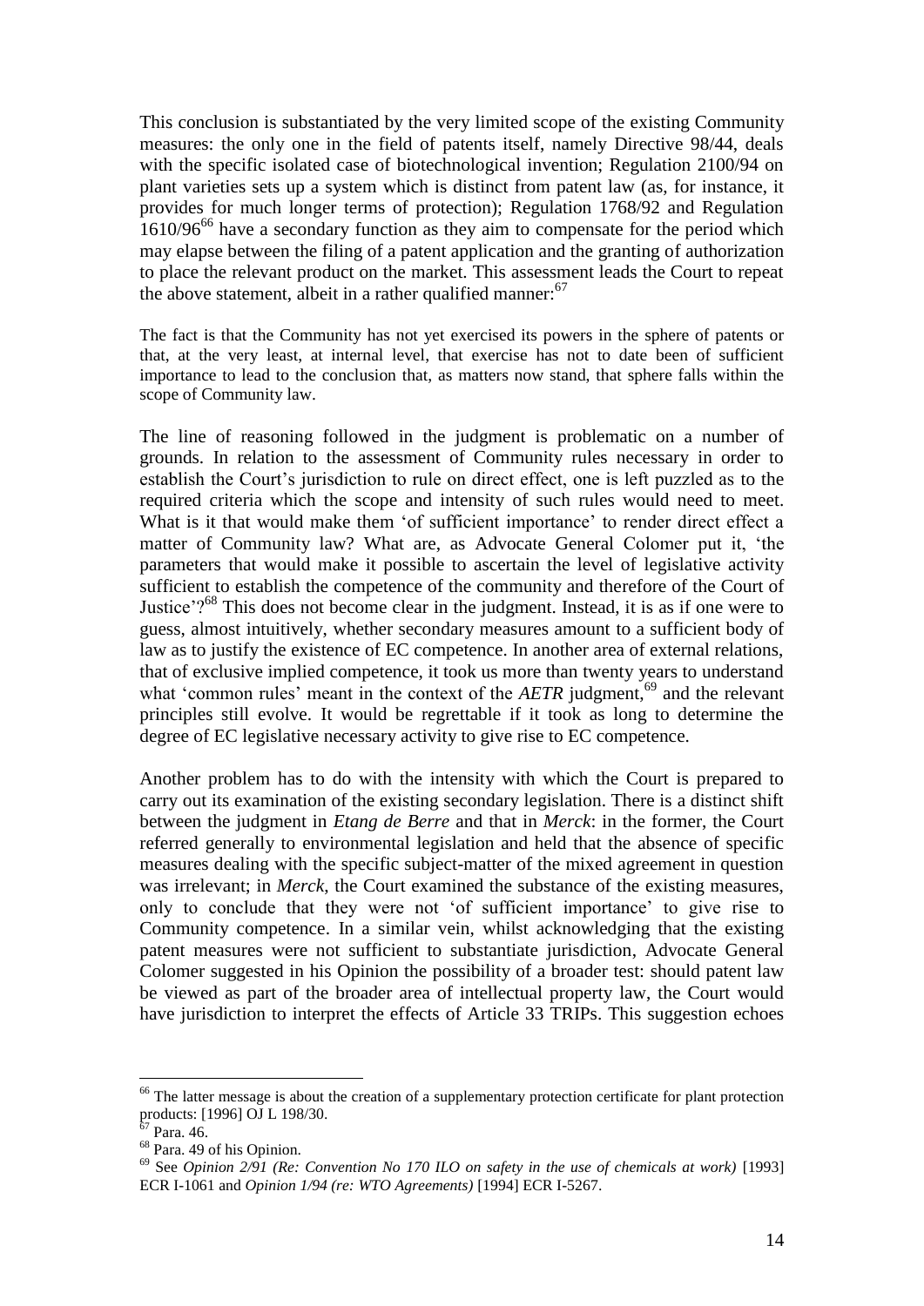This conclusion is substantiated by the very limited scope of the existing Community measures: the only one in the field of patents itself, namely Directive 98/44, deals with the specific isolated case of biotechnological invention; Regulation 2100/94 on plant varieties sets up a system which is distinct from patent law (as, for instance, it provides for much longer terms of protection); Regulation 1768/92 and Regulation 1610/96[66] have a secondary function as they aim to compensate for the period which may elapse between the filing of a patent application and the granting of authorization to place the relevant product on the market. This assessment leads the Court to repeat the above statement, albeit in a rather qualified manner:[67]

> The fact is that the Community has not yet exercised its powers in the sphere of patents or that, at the very least, at internal level, that exercise has not to date been of sufficient importance to lead to the conclusion that, as matters now stand, that sphere falls within the scope of Community law.

The line of reasoning followed in the judgment is problematic on a number of grounds. In relation to the assessment of Community rules necessary in order to establish the Court's jurisdiction to rule on direct effect, one is left puzzled as to the required criteria which the scope and intensity of such rules would need to meet. What is it that would make them 'of sufficient importance' to render direct effect a matter of Community law? What are, as Advocate General Colomer put it, 'the parameters that would make it possible to ascertain the level of legislative activity sufficient to establish the competence of the community and therefore of the Court of Justice'?[68] This does not become clear in the judgment. Instead, it is as if one were to guess, almost intuitively, whether secondary measures amount to a sufficient body of law as to justify the existence of EC competence. In another area of external relations, that of exclusive implied competence, it took us more than twenty years to understand what 'common rules' meant in the context of the *AETR* judgment,[69] and the relevant principles still evolve. It would be regrettable if it took as long to determine the degree of EC legislative necessary activity to give rise to EC competence.

Another problem has to do with the intensity with which the Court is prepared to carry out its examination of the existing secondary legislation. There is a distinct shift between the judgment in *Etang de Berre* and that in *Merck*: in the former, the Court referred generally to environmental legislation and held that the absence of specific measures dealing with the specific subject-matter of the mixed agreement in question was irrelevant; in *Merck*, the Court examined the substance of the existing measures, only to conclude that they were not 'of sufficient importance' to give rise to Community competence. In a similar vein, whilst acknowledging that the existing patent measures were not sufficient to substantiate jurisdiction, Advocate General Colomer suggested in his Opinion the possibility of a broader test: should patent law be viewed as part of the broader area of intellectual property law, the Court would have jurisdiction to interpret the effects of Article 33 TRIPs. This suggestion echoes

---

[66] The latter message is about the creation of a supplementary protection certificate for plant protection products: [1996] OJ L 198/30.

[67] Para. 46.

[68] Para. 49 of his Opinion.

[69] See *Opinion 2/91 (Re: Convention No 170 ILO on safety in the use of chemicals at work)* [1993] ECR I-1061 and *Opinion 1/94 (re: WTO Agreements)* [1994] ECR I-5267.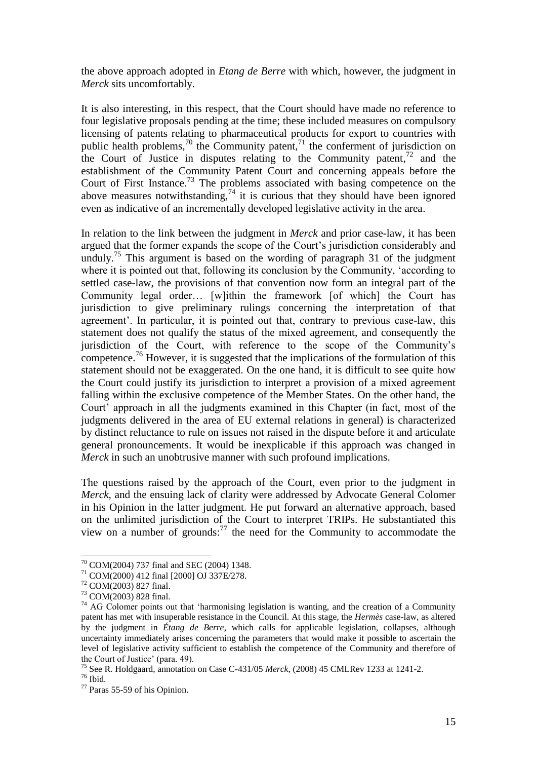the above approach adopted in *Etang de Berre* with which, however, the judgment in *Merck* sits uncomfortably.

It is also interesting, in this respect, that the Court should have made no reference to four legislative proposals pending at the time; these included measures on compulsory licensing of patents relating to pharmaceutical products for export to countries with public health problems,[70] the Community patent,[71] the conferment of jurisdiction on the Court of Justice in disputes relating to the Community patent,[72] and the establishment of the Community Patent Court and concerning appeals before the Court of First Instance.[73] The problems associated with basing competence on the above measures notwithstanding,[74] it is curious that they should have been ignored even as indicative of an incrementally developed legislative activity in the area.

In relation to the link between the judgment in *Merck* and prior case-law, it has been argued that the former expands the scope of the Court's jurisdiction considerably and unduly.[75] This argument is based on the wording of paragraph 31 of the judgment where it is pointed out that, following its conclusion by the Community, 'according to settled case-law, the provisions of that convention now form an integral part of the Community legal order… [w]ithin the framework [of which] the Court has jurisdiction to give preliminary rulings concerning the interpretation of that agreement'. In particular, it is pointed out that, contrary to previous case-law, this statement does not qualify the status of the mixed agreement, and consequently the jurisdiction of the Court, with reference to the scope of the Community's competence.[76] However, it is suggested that the implications of the formulation of this statement should not be exaggerated. On the one hand, it is difficult to see quite how the Court could justify its jurisdiction to interpret a provision of a mixed agreement falling within the exclusive competence of the Member States. On the other hand, the Court' approach in all the judgments examined in this Chapter (in fact, most of the judgments delivered in the area of EU external relations in general) is characterized by distinct reluctance to rule on issues not raised in the dispute before it and articulate general pronouncements. It would be inexplicable if this approach was changed in *Merck* in such an unobtrusive manner with such profound implications.

The questions raised by the approach of the Court, even prior to the judgment in *Merck*, and the ensuing lack of clarity were addressed by Advocate General Colomer in his Opinion in the latter judgment. He put forward an alternative approach, based on the unlimited jurisdiction of the Court to interpret TRIPs. He substantiated this view on a number of grounds:[77] the need for the Community to accommodate the

---

[70] COM(2004) 737 final and SEC (2004) 1348.

[71] COM(2000) 412 final [2000] OJ 337E/278.

[72] COM(2003) 827 final.

[73] COM(2003) 828 final.

[74] AG Colomer points out that 'harmonising legislation is wanting, and the creation of a Community patent has met with insuperable resistance in the Council. At this stage, the *Hermès* case-law, as altered by the judgment in *Étang de Berre*, which calls for applicable legislation, collapses, although uncertainty immediately arises concerning the parameters that would make it possible to ascertain the level of legislative activity sufficient to establish the competence of the Community and therefore of the Court of Justice' (para. 49).

[75] See R. Holdgaard, annotation on Case C-431/05 *Merck*, (2008) 45 CMLRev 1233 at 1241-2.

[76] Ibid.

[77] Paras 55-59 of his Opinion.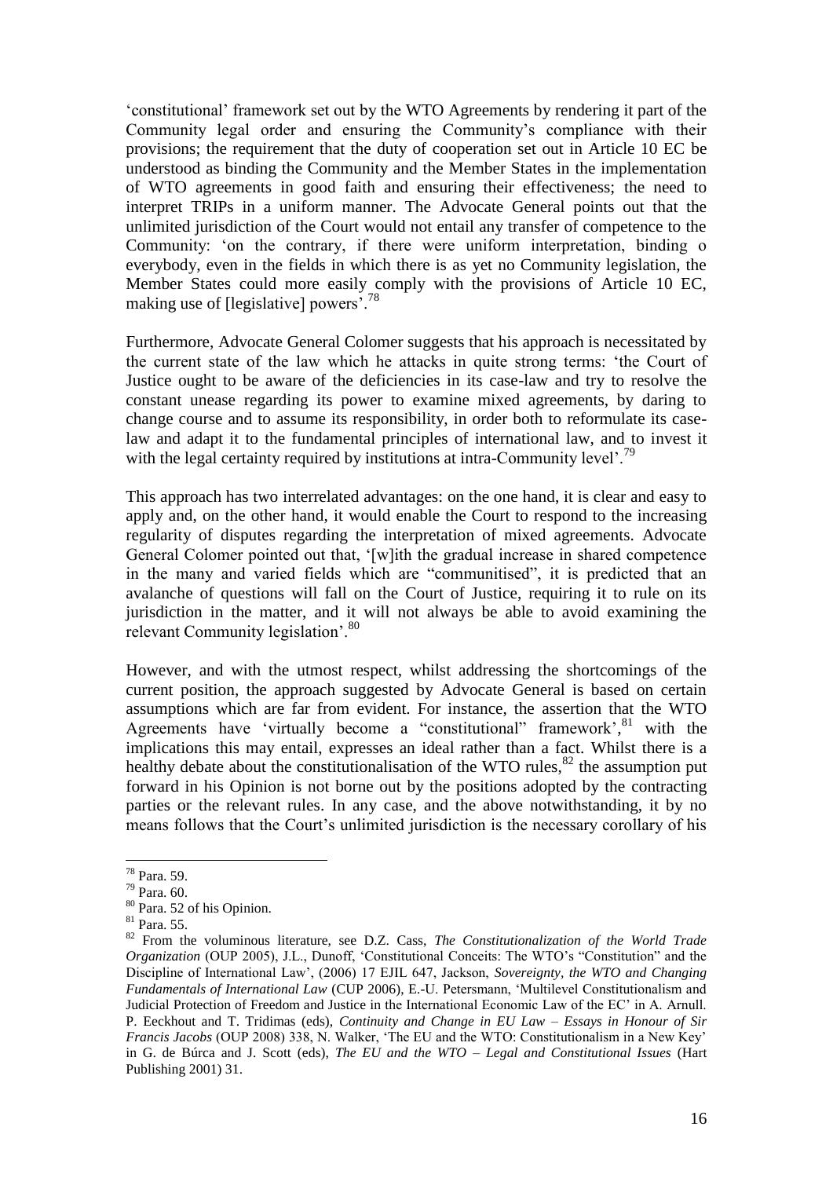'constitutional' framework set out by the WTO Agreements by rendering it part of the Community legal order and ensuring the Community's compliance with their provisions; the requirement that the duty of cooperation set out in Article 10 EC be understood as binding the Community and the Member States in the implementation of WTO agreements in good faith and ensuring their effectiveness; the need to interpret TRIPs in a uniform manner. The Advocate General points out that the unlimited jurisdiction of the Court would not entail any transfer of competence to the Community: 'on the contrary, if there were uniform interpretation, binding o everybody, even in the fields in which there is as yet no Community legislation, the Member States could more easily comply with the provisions of Article 10 EC, making use of [legislative] powers'.[78]

Furthermore, Advocate General Colomer suggests that his approach is necessitated by the current state of the law which he attacks in quite strong terms: 'the Court of Justice ought to be aware of the deficiencies in its case-law and try to resolve the constant unease regarding its power to examine mixed agreements, by daring to change course and to assume its responsibility, in order both to reformulate its case-law and adapt it to the fundamental principles of international law, and to invest it with the legal certainty required by institutions at intra-Community level'.[79]

This approach has two interrelated advantages: on the one hand, it is clear and easy to apply and, on the other hand, it would enable the Court to respond to the increasing regularity of disputes regarding the interpretation of mixed agreements. Advocate General Colomer pointed out that, '[w]ith the gradual increase in shared competence in the many and varied fields which are "communitised", it is predicted that an avalanche of questions will fall on the Court of Justice, requiring it to rule on its jurisdiction in the matter, and it will not always be able to avoid examining the relevant Community legislation'.[80]

However, and with the utmost respect, whilst addressing the shortcomings of the current position, the approach suggested by Advocate General is based on certain assumptions which are far from evident. For instance, the assertion that the WTO Agreements have 'virtually become a "constitutional" framework',[81] with the implications this may entail, expresses an ideal rather than a fact. Whilst there is a healthy debate about the constitutionalisation of the WTO rules,[82] the assumption put forward in his Opinion is not borne out by the positions adopted by the contracting parties or the relevant rules. In any case, and the above notwithstanding, it by no means follows that the Court's unlimited jurisdiction is the necessary corollary of his

---

[78] Para. 59.

[79] Para. 60.

[80] Para. 52 of his Opinion.

[81] Para. 55.

[82] From the voluminous literature, see D.Z. Cass, *The Constitutionalization of the World Trade Organization* (OUP 2005), J.L., Dunoff, 'Constitutional Conceits: The WTO's "Constitution" and the Discipline of International Law', (2006) 17 EJIL 647, Jackson, *Sovereignty, the WTO and Changing Fundamentals of International Law* (CUP 2006), E.-U. Petersmann, 'Multilevel Constitutionalism and Judicial Protection of Freedom and Justice in the International Economic Law of the EC' in A. Arnull. P. Eeckhout and T. Tridimas (eds), *Continuity and Change in EU Law – Essays in Honour of Sir Francis Jacobs* (OUP 2008) 338, N. Walker, 'The EU and the WTO: Constitutionalism in a New Key' in G. de Búrca and J. Scott (eds), *The EU and the WTO – Legal and Constitutional Issues* (Hart Publishing 2001) 31.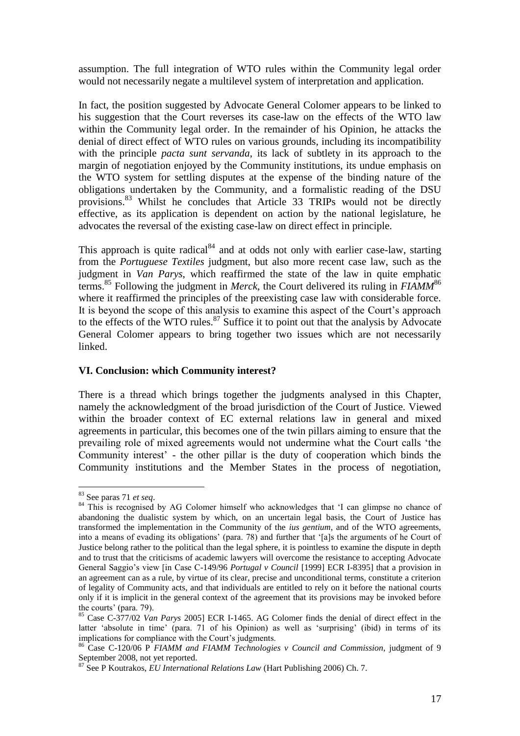assumption. The full integration of WTO rules within the Community legal order would not necessarily negate a multilevel system of interpretation and application.

In fact, the position suggested by Advocate General Colomer appears to be linked to his suggestion that the Court reverses its case-law on the effects of the WTO law within the Community legal order. In the remainder of his Opinion, he attacks the denial of direct effect of WTO rules on various grounds, including its incompatibility with the principle *pacta sunt servanda*, its lack of subtlety in its approach to the margin of negotiation enjoyed by the Community institutions, its undue emphasis on the WTO system for settling disputes at the expense of the binding nature of the obligations undertaken by the Community, and a formalistic reading of the DSU provisions.[83] Whilst he concludes that Article 33 TRIPs would not be directly effective, as its application is dependent on action by the national legislature, he advocates the reversal of the existing case-law on direct effect in principle.

This approach is quite radical[84] and at odds not only with earlier case-law, starting from the *Portuguese Textiles* judgment, but also more recent case law, such as the judgment in *Van Parys*, which reaffirmed the state of the law in quite emphatic terms.[85] Following the judgment in *Merck*, the Court delivered its ruling in *FIAMM*[86] where it reaffirmed the principles of the preexisting case law with considerable force. It is beyond the scope of this analysis to examine this aspect of the Court's approach to the effects of the WTO rules.[87] Suffice it to point out that the analysis by Advocate General Colomer appears to bring together two issues which are not necessarily linked.

## VI. Conclusion: which Community interest?

There is a thread which brings together the judgments analysed in this Chapter, namely the acknowledgment of the broad jurisdiction of the Court of Justice. Viewed within the broader context of EC external relations law in general and mixed agreements in particular, this becomes one of the twin pillars aiming to ensure that the prevailing role of mixed agreements would not undermine what the Court calls 'the Community interest' - the other pillar is the duty of cooperation which binds the Community institutions and the Member States in the process of negotiation,

---

[83] See paras 71 *et seq*.

[84] This is recognised by AG Colomer himself who acknowledges that 'I can glimpse no chance of abandoning the dualistic system by which, on an uncertain legal basis, the Court of Justice has transformed the implementation in the Community of the *ius gentium*, and of the WTO agreements, into a means of evading its obligations' (para. 78) and further that '[a]s the arguments of he Court of Justice belong rather to the political than the legal sphere, it is pointless to examine the dispute in depth and to trust that the criticisms of academic lawyers will overcome the resistance to accepting Advocate General Saggio's view [in Case C-149/96 *Portugal v Council* [1999] ECR I-8395] that a provision in an agreement can as a rule, by virtue of its clear, precise and unconditional terms, constitute a criterion of legality of Community acts, and that individuals are entitled to rely on it before the national courts only if it is implicit in the general context of the agreement that its provisions may be invoked before the courts' (para. 79).

[85] Case C-377/02 *Van Parys* 2005] ECR I-1465. AG Colomer finds the denial of direct effect in the latter 'absolute in time' (para. 71 of his Opinion) as well as 'surprising' (ibid) in terms of its implications for compliance with the Court's judgments.

[86] Case C-120/06 P *FIAMM and FIAMM Technologies v Council and Commission*, judgment of 9 September 2008, not yet reported.

[87] See P Koutrakos, *EU International Relations Law* (Hart Publishing 2006) Ch. 7.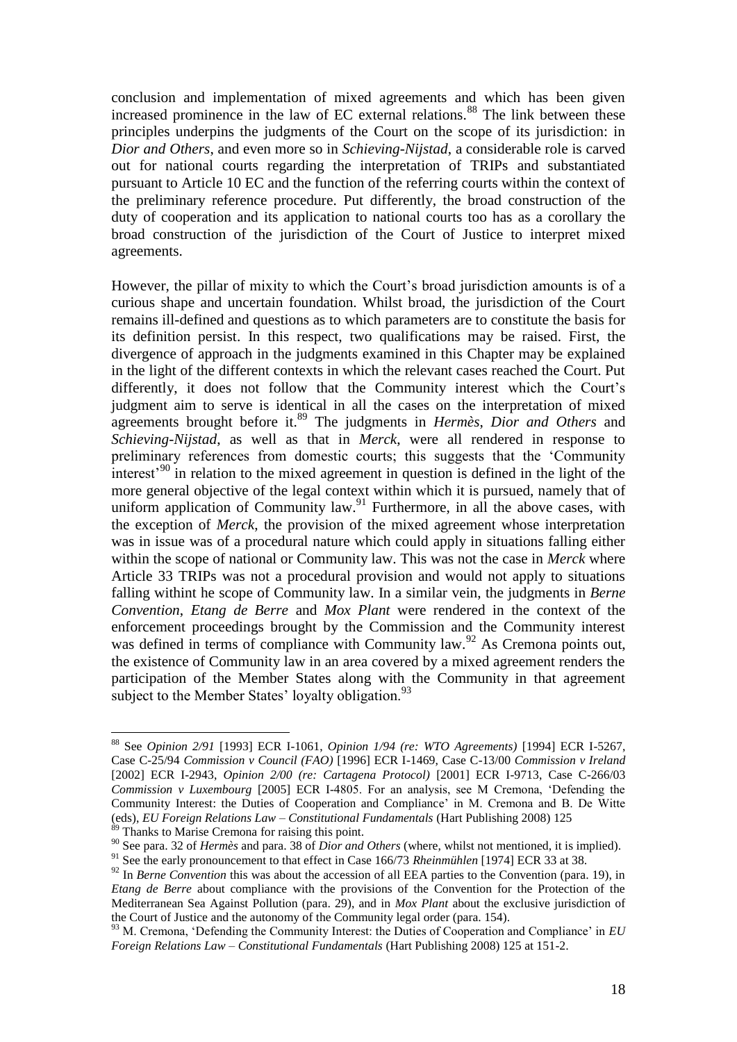conclusion and implementation of mixed agreements and which has been given increased prominence in the law of EC external relations.[88] The link between these principles underpins the judgments of the Court on the scope of its jurisdiction: in *Dior and Others*, and even more so in *Schieving-Nijstad*, a considerable role is carved out for national courts regarding the interpretation of TRIPs and substantiated pursuant to Article 10 EC and the function of the referring courts within the context of the preliminary reference procedure. Put differently, the broad construction of the duty of cooperation and its application to national courts too has as a corollary the broad construction of the jurisdiction of the Court of Justice to interpret mixed agreements.

However, the pillar of mixity to which the Court's broad jurisdiction amounts is of a curious shape and uncertain foundation. Whilst broad, the jurisdiction of the Court remains ill-defined and questions as to which parameters are to constitute the basis for its definition persist. In this respect, two qualifications may be raised. First, the divergence of approach in the judgments examined in this Chapter may be explained in the light of the different contexts in which the relevant cases reached the Court. Put differently, it does not follow that the Community interest which the Court's judgment aim to serve is identical in all the cases on the interpretation of mixed agreements brought before it.[89] The judgments in *Hermès*, *Dior and Others* and *Schieving-Nijstad*, as well as that in *Merck*, were all rendered in response to preliminary references from domestic courts; this suggests that the 'Community interest'[90] in relation to the mixed agreement in question is defined in the light of the more general objective of the legal context within which it is pursued, namely that of uniform application of Community law.[91] Furthermore, in all the above cases, with the exception of *Merck*, the provision of the mixed agreement whose interpretation was in issue was of a procedural nature which could apply in situations falling either within the scope of national or Community law. This was not the case in *Merck* where Article 33 TRIPs was not a procedural provision and would not apply to situations falling withint he scope of Community law. In a similar vein, the judgments in *Berne Convention*, *Etang de Berre* and *Mox Plant* were rendered in the context of the enforcement proceedings brought by the Commission and the Community interest was defined in terms of compliance with Community law.[92] As Cremona points out, the existence of Community law in an area covered by a mixed agreement renders the participation of the Member States along with the Community in that agreement subject to the Member States' loyalty obligation.[93]

---

[88] See *Opinion 2/91* [1993] ECR I-1061, *Opinion 1/94 (re: WTO Agreements)* [1994] ECR I-5267, Case C-25/94 *Commission v Council (FAO)* [1996] ECR I-1469, Case C-13/00 *Commission v Ireland* [2002] ECR I-2943, *Opinion 2/00 (re: Cartagena Protocol)* [2001] ECR I-9713, Case C-266/03 *Commission v Luxembourg* [2005] ECR I-4805. For an analysis, see M Cremona, 'Defending the Community Interest: the Duties of Cooperation and Compliance' in M. Cremona and B. De Witte (eds), *EU Foreign Relations Law – Constitutional Fundamentals* (Hart Publishing 2008) 125

[89] Thanks to Marise Cremona for raising this point.

[90] See para. 32 of *Hermès* and para. 38 of *Dior and Others* (where, whilst not mentioned, it is implied).

[91] See the early pronouncement to that effect in Case 166/73 *Rheinmühlen* [1974] ECR 33 at 38.

[92] In *Berne Convention* this was about the accession of all EEA parties to the Convention (para. 19), in *Etang de Berre* about compliance with the provisions of the Convention for the Protection of the Mediterranean Sea Against Pollution (para. 29), and in *Mox Plant* about the exclusive jurisdiction of the Court of Justice and the autonomy of the Community legal order (para. 154).

[93] M. Cremona, 'Defending the Community Interest: the Duties of Cooperation and Compliance' in *EU Foreign Relations Law – Constitutional Fundamentals* (Hart Publishing 2008) 125 at 151-2.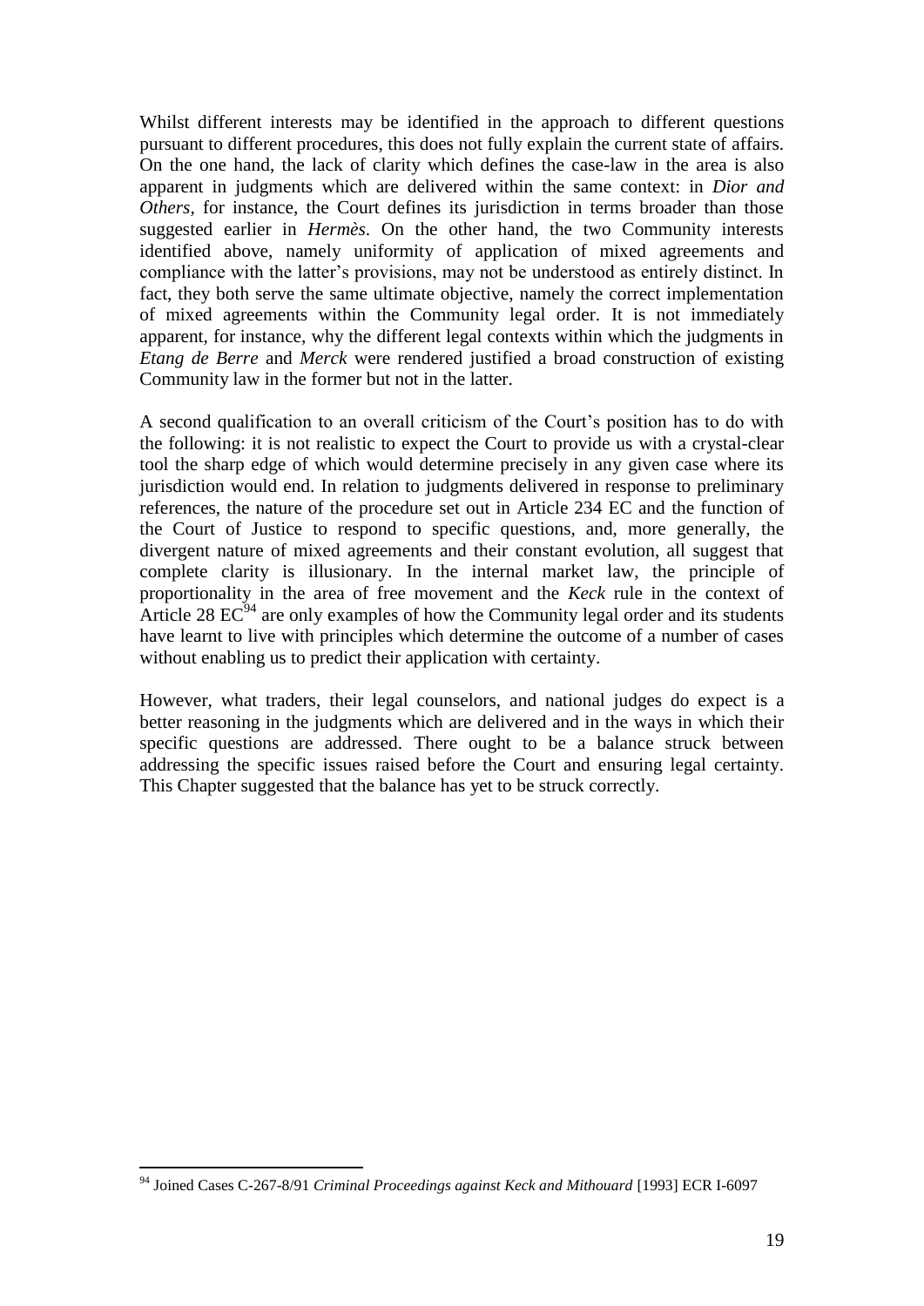Whilst different interests may be identified in the approach to different questions pursuant to different procedures, this does not fully explain the current state of affairs. On the one hand, the lack of clarity which defines the case-law in the area is also apparent in judgments which are delivered within the same context: in *Dior and Others*, for instance, the Court defines its jurisdiction in terms broader than those suggested earlier in *Hermès*. On the other hand, the two Community interests identified above, namely uniformity of application of mixed agreements and compliance with the latter's provisions, may not be understood as entirely distinct. In fact, they both serve the same ultimate objective, namely the correct implementation of mixed agreements within the Community legal order. It is not immediately apparent, for instance, why the different legal contexts within which the judgments in *Etang de Berre* and *Merck* were rendered justified a broad construction of existing Community law in the former but not in the latter.

A second qualification to an overall criticism of the Court's position has to do with the following: it is not realistic to expect the Court to provide us with a crystal-clear tool the sharp edge of which would determine precisely in any given case where its jurisdiction would end. In relation to judgments delivered in response to preliminary references, the nature of the procedure set out in Article 234 EC and the function of the Court of Justice to respond to specific questions, and, more generally, the divergent nature of mixed agreements and their constant evolution, all suggest that complete clarity is illusionary. In the internal market law, the principle of proportionality in the area of free movement and the *Keck* rule in the context of Article 28 EC[94] are only examples of how the Community legal order and its students have learnt to live with principles which determine the outcome of a number of cases without enabling us to predict their application with certainty.

However, what traders, their legal counselors, and national judges do expect is a better reasoning in the judgments which are delivered and in the ways in which their specific questions are addressed. There ought to be a balance struck between addressing the specific issues raised before the Court and ensuring legal certainty. This Chapter suggested that the balance has yet to be struck correctly.

[94] Joined Cases C-267-8/91 *Criminal Proceedings against Keck and Mithouard* [1993] ECR I-6097